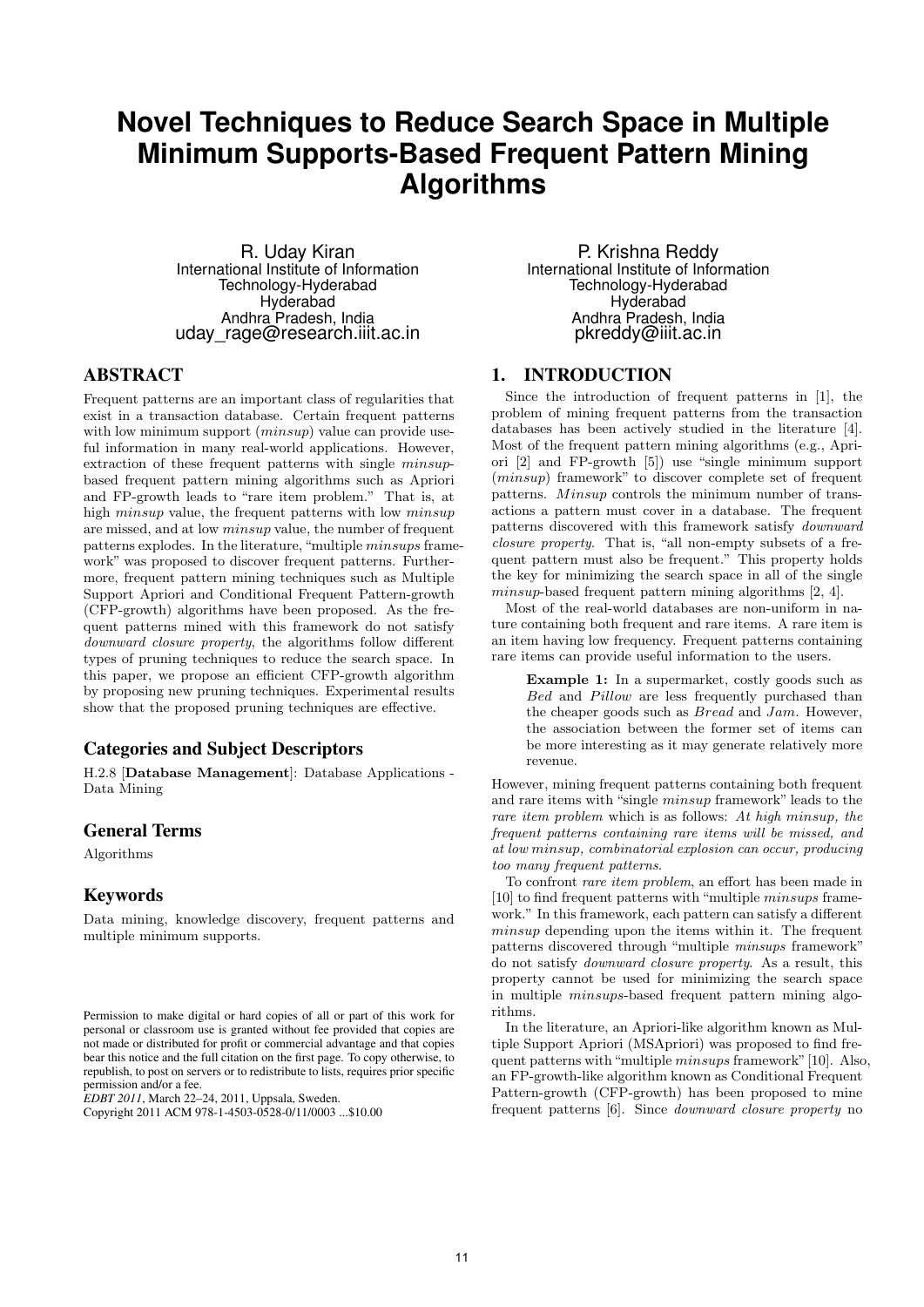# Novel Techniques to Reduce Search Space in Multiple Minimum Supports-Based Frequent Pattern Mining Algorithms

R. Uday Kiran
International Institute of Information Technology-Hyderabad
Hyderabad
Andhra Pradesh, India
uday_rage@research.iiit.ac.in

P. Krishna Reddy
International Institute of Information Technology-Hyderabad
Hyderabad
Andhra Pradesh, India
pkreddy@iiit.ac.in

## ABSTRACT

Frequent patterns are an important class of regularities that exist in a transaction database. Certain frequent patterns with low minimum support (*minsup*) value can provide useful information in many real-world applications. However, extraction of these frequent patterns with single *minsup*-based frequent pattern mining algorithms such as Apriori and FP-growth leads to "rare item problem." That is, at high *minsup* value, the frequent patterns with low *minsup* are missed, and at low *minsup* value, the number of frequent patterns explodes. In the literature, "multiple *minsups* framework" was proposed to discover frequent patterns. Furthermore, frequent pattern mining techniques such as Multiple Support Apriori and Conditional Frequent Pattern-growth (CFP-growth) algorithms have been proposed. As the frequent patterns mined with this framework do not satisfy *downward closure property*, the algorithms follow different types of pruning techniques to reduce the search space. In this paper, we propose an efficient CFP-growth algorithm by proposing new pruning techniques. Experimental results show that the proposed pruning techniques are effective.

### Categories and Subject Descriptors

H.2.8 [**Database Management**]: Database Applications - Data Mining

### General Terms

Algorithms

### Keywords

Data mining, knowledge discovery, frequent patterns and multiple minimum supports.

Permission to make digital or hard copies of all or part of this work for personal or classroom use is granted without fee provided that copies are not made or distributed for profit or commercial advantage and that copies bear this notice and the full citation on the first page. To copy otherwise, to republish, to post on servers or to redistribute to lists, requires prior specific permission and/or a fee.
*EDBT 2011*, March 22–24, 2011, Uppsala, Sweden.
Copyright 2011 ACM 978-1-4503-0528-0/11/0003 ...$10.00

## 1. INTRODUCTION

Since the introduction of frequent patterns in [1], the problem of mining frequent patterns from the transaction databases has been actively studied in the literature [4]. Most of the frequent pattern mining algorithms (e.g., Apriori [2] and FP-growth [5]) use "single minimum support (*minsup*) framework" to discover complete set of frequent patterns. *Minsup* controls the minimum number of transactions a pattern must cover in a database. The frequent patterns discovered with this framework satisfy *downward closure property*. That is, "all non-empty subsets of a frequent pattern must also be frequent." This property holds the key for minimizing the search space in all of the single *minsup*-based frequent pattern mining algorithms [2, 4].

Most of the real-world databases are non-uniform in nature containing both frequent and rare items. A rare item is an item having low frequency. Frequent patterns containing rare items can provide useful information to the users.

> **Example 1:** In a supermarket, costly goods such as *Bed* and *Pillow* are less frequently purchased than the cheaper goods such as *Bread* and *Jam*. However, the association between the former set of items can be more interesting as it may generate relatively more revenue.

However, mining frequent patterns containing both frequent and rare items with "single *minsup* framework" leads to the *rare item problem* which is as follows: *At high minsup, the frequent patterns containing rare items will be missed, and at low minsup, combinatorial explosion can occur, producing too many frequent patterns.*

To confront *rare item problem*, an effort has been made in [10] to find frequent patterns with "multiple *minsups* framework." In this framework, each pattern can satisfy a different *minsup* depending upon the items within it. The frequent patterns discovered through "multiple *minsups* framework" do not satisfy *downward closure property*. As a result, this property cannot be used for minimizing the search space in multiple *minsups*-based frequent pattern mining algorithms.

In the literature, an Apriori-like algorithm known as Multiple Support Apriori (MSApriori) was proposed to find frequent patterns with "multiple *minsups* framework" [10]. Also, an FP-growth-like algorithm known as Conditional Frequent Pattern-growth (CFP-growth) has been proposed to mine frequent patterns [6]. Since *downward closure property* no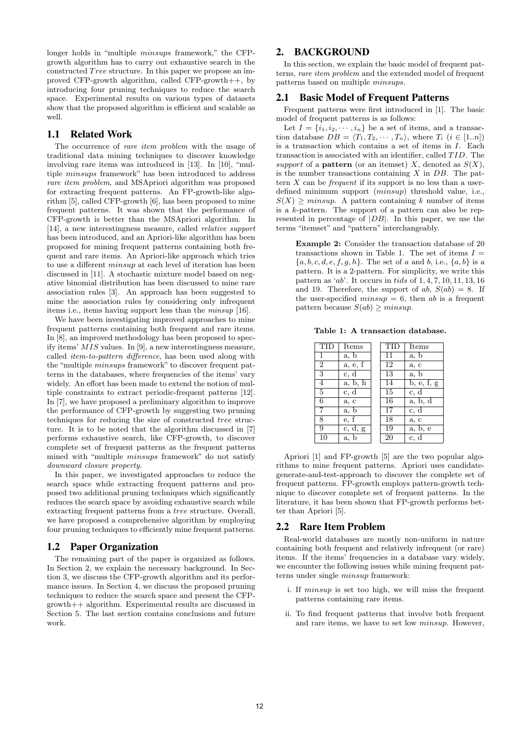longer holds in "multiple *minsups* framework," the CFP-growth algorithm has to carry out exhaustive search in the constructed *Tree* structure. In this paper we propose an improved CFP-growth algorithm, called CFP-growth++, by introducing four pruning techniques to reduce the search space. Experimental results on various types of datasets show that the proposed algorithm is efficient and scalable as well.

## 1.1 Related Work

The occurrence of *rare item problem* with the usage of traditional data mining techniques to discover knowledge involving rare items was introduced in [13]. In [10], "multiple *minsups* framework" has been introduced to address *rare item problem*, and MSApriori algorithm was proposed for extracting frequent patterns. An FP-growth-like algorithm [5], called CFP-growth [6], has been proposed to mine frequent patterns. It was shown that the performance of CFP-growth is better than the MSApriori algorithm. In [14], a new interestingness measure, called *relative support* has been introduced, and an Apriori-like algorithm has been proposed for mining frequent patterns containing both frequent and rare items. An Apriori-like approach which tries to use a different *minsup* at each level of iteration has been discussed in [11]. A stochastic mixture model based on negative binomial distribution has been discussed to mine rare association rules [3]. An approach has been suggested to mine the association rules by considering only infrequent items i.e., items having support less than the *minsup* [16].

We have been investigating improved approaches to mine frequent patterns containing both frequent and rare items. In [8], an improved methodology has been proposed to specify items' *MIS* values. In [9], a new interestingness measure, called *item-to-pattern difference*, has been used along with the "multiple *minsups* framework" to discover frequent patterns in the databases, where frequencies of the items' vary widely. An effort has been made to extend the notion of multiple constraints to extract periodic-frequent patterns [12]. In [7], we have proposed a preliminary algorithm to improve the performance of CFP-growth by suggesting two pruning techniques for reducing the size of constructed *tree* structure. It is to be noted that the algorithm discussed in [7] performs exhaustive search, like CFP-growth, to discover complete set of frequent patterns as the frequent patterns mined with "multiple *minsups* framework" do not satisfy *downward closure property*.

In this paper, we investigated approaches to reduce the search space while extracting frequent patterns and proposed two additional pruning techniques which significantly reduces the search space by avoiding exhaustive search while extracting frequent patterns from a *tree* structure. Overall, we have proposed a comprehensive algorithm by employing four pruning techniques to efficiently mine frequent patterns.

## 1.2 Paper Organization

The remaining part of the paper is organized as follows. In Section 2, we explain the necessary background. In Section 3, we discuss the CFP-growth algorithm and its performance issues. In Section 4, we discuss the proposed pruning techniques to reduce the search space and present the CFP-growth++ algorithm. Experimental results are discussed in Section 5. The last section contains conclusions and future work.

# 2. BACKGROUND

In this section, we explain the basic model of frequent patterns, *rare item problem* and the extended model of frequent patterns based on multiple *minsups*.

## 2.1 Basic Model of Frequent Patterns

Frequent patterns were first introduced in [1]. The basic model of frequent patterns is as follows:

Let $I = \{i_1, i_2, \cdots, i_n\}$ be a set of items, and a transaction database $DB = \langle T_1, T_2, \cdots, T_n \rangle$, where $T_i$ ($i \in [1..n]$) is a transaction which contains a set of items in $I$. Each transaction is associated with an identifier, called $TID$. The *support* of a **pattern** (or an itemset) $X$, denoted as $S(X)$, is the number transactions containing $X$ in $DB$. The pattern $X$ can be *frequent* if its support is no less than a user-defined minimum support (*minsup*) threshold value, i.e., $S(X) \geq minsup$. A pattern containing $k$ number of items is a $k$-pattern. The support of a pattern can also be represented in percentage of $|DB|$. In this paper, we use the terms "itemset" and "pattern" interchangeably.

> **Example 2:** Consider the transaction database of 20 transactions shown in Table 1. The set of items $I = \{a, b, c, d, e, f, g, h\}$. The set of $a$ and $b$, i.e., $\{a, b\}$ is a pattern. It is a 2-pattern. For simplicity, we write this pattern as '$ab$'. It occurs in *tids* of 1, 4, 7, 10, 11, 13, 16 and 19. Therefore, the support of $ab$, $S(ab) = 8$. If the user-specified $minsup = 6$, then $ab$ is a frequent pattern because $S(ab) \geq minsup$.

**Table 1: A transaction database.**

| TID | Items | TID | Items |
|---|---|---|---|
| 1 | a, b | 11 | a, b |
| 2 | a, e, f | 12 | a, c |
| 3 | c, d | 13 | a, b |
| 4 | a, b, h | 14 | b, e, f, g |
| 5 | c, d | 15 | c, d |
| 6 | a, c | 16 | a, b, d |
| 7 | a, b | 17 | c, d |
| 8 | e, f | 18 | a, c |
| 9 | c, d, g | 19 | a, b, e |
| 10 | a, b | 20 | c, d |

Apriori [1] and FP-growth [5] are the two popular algorithms to mine frequent patterns. Apriori uses candidate-generate-and-test-approach to discover the complete set of frequent patterns. FP-growth employs pattern-growth technique to discover complete set of frequent patterns. In the literature, it has been shown that FP-growth performs better than Apriori [5].

## 2.2 Rare Item Problem

Real-world databases are mostly non-uniform in nature containing both frequent and relatively infrequent (or rare) items. If the items' frequencies in a database vary widely, we encounter the following issues while mining frequent patterns under single *minsup* framework:

i. If *minsup* is set too high, we will miss the frequent patterns containing rare items.

ii. To find frequent patterns that involve both frequent and rare items, we have to set low *minsup*. However,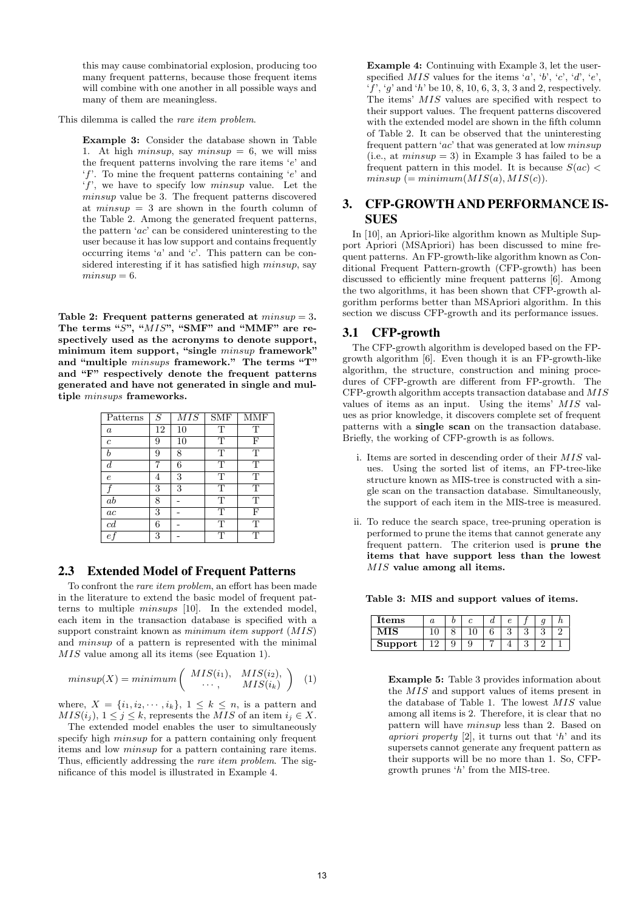this may cause combinatorial explosion, producing too many frequent patterns, because those frequent items will combine with one another in all possible ways and many of them are meaningless.

This dilemma is called the *rare item problem*.

**Example 3:** Consider the database shown in Table 1. At high *minsup*, say $minsup = 6$, we will miss the frequent patterns involving the rare items '$e$' and '$f$'. To mine the frequent patterns containing '$e$' and '$f$', we have to specify low *minsup* value. Let the *minsup* value be 3. The frequent patterns discovered at $minsup = 3$ are shown in the fourth column of the Table 2. Among the generated frequent patterns, the pattern '$ac$' can be considered uninteresting to the user because it has low support and contains frequently occurring items '$a$' and '$c$'. This pattern can be considered interesting if it has satisfied high *minsup*, say $minsup = 6$.

**Table 2: Frequent patterns generated at $minsup = 3$. The terms "$S$", "$MIS$", "SMF" and "MMF" are respectively used as the acronyms to denote support, minimum item support, "single *minsup* framework" and "multiple *minsups* framework." The terms "T" and "F" respectively denote the frequent patterns generated and have not generated in single and multiple *minsups* frameworks.**

| Patterns | $S$ | $MIS$ | SMF | MMF |
|---|---|---|---|---|
| $a$ | 12 | 10 | T | T |
| $c$ | 9 | 10 | T | F |
| $b$ | 9 | 8 | T | T |
| $d$ | 7 | 6 | T | T |
| $e$ | 4 | 3 | T | T |
| $f$ | 3 | 3 | T | T |
| $ab$ | 8 | - | T | T |
| $ac$ | 3 | - | T | F |
| $cd$ | 6 | - | T | T |
| $ef$ | 3 | - | T | T |

## 2.3 Extended Model of Frequent Patterns

To confront the *rare item problem*, an effort has been made in the literature to extend the basic model of frequent patterns to multiple *minsups* [10]. In the extended model, each item in the transaction database is specified with a support constraint known as *minimum item support* ($MIS$) and *minsup* of a pattern is represented with the minimal $MIS$ value among all its items (see Equation 1).

$$minsup(X) = minimum\left(\begin{array}{cc} MIS(i_1), & MIS(i_2), \\ \cdots, & MIS(i_k) \end{array}\right) \quad (1)$$

where, $X = \{i_1, i_2, \cdots, i_k\}$, $1 \leq k \leq n$, is a pattern and $MIS(i_j)$, $1 \leq j \leq k$, represents the $MIS$ of an item $i_j \in X$.

The extended model enables the user to simultaneously specify high *minsup* for a pattern containing only frequent items and low *minsup* for a pattern containing rare items. Thus, efficiently addressing the *rare item problem*. The significance of this model is illustrated in Example 4.

**Example 4:** Continuing with Example 3, let the user-specified $MIS$ values for the items '$a$', '$b$', '$c$', '$d$', '$e$', '$f$', '$g$' and '$h$' be 10, 8, 10, 6, 3, 3, 3 and 2, respectively. The items' $MIS$ values are specified with respect to their support values. The frequent patterns discovered with the extended model are shown in the fifth column of Table 2. It can be observed that the uninteresting frequent pattern '$ac$' that was generated at low *minsup* (i.e., at $minsup = 3$) in Example 3 has failed to be a frequent pattern in this model. It is because $S(ac) < minsup$ $(= minimum(MIS(a), MIS(c))$.

# 3. CFP-GROWTH AND PERFORMANCE ISSUES

In [10], an Apriori-like algorithm known as Multiple Support Apriori (MSApriori) has been discussed to mine frequent patterns. An FP-growth-like algorithm known as Conditional Frequent Pattern-growth (CFP-growth) has been discussed to efficiently mine frequent patterns [6]. Among the two algorithms, it has been shown that CFP-growth algorithm performs better than MSApriori algorithm. In this section we discuss CFP-growth and its performance issues.

## 3.1 CFP-growth

The CFP-growth algorithm is developed based on the FP-growth algorithm [6]. Even though it is an FP-growth-like algorithm, the structure, construction and mining procedures of CFP-growth are different from FP-growth. The CFP-growth algorithm accepts transaction database and $MIS$ values of items as an input. Using the items' $MIS$ values as prior knowledge, it discovers complete set of frequent patterns with a **single scan** on the transaction database. Briefly, the working of CFP-growth is as follows.

i. Items are sorted in descending order of their $MIS$ values. Using the sorted list of items, an FP-tree-like structure known as MIS-tree is constructed with a single scan on the transaction database. Simultaneously, the support of each item in the MIS-tree is measured.

ii. To reduce the search space, tree-pruning operation is performed to prune the items that cannot generate any frequent pattern. The criterion used is **prune the items that have support less than the lowest $MIS$ value among all items.**

**Table 3: MIS and support values of items.**

| Items | $a$ | $b$ | $c$ | $d$ | $e$ | $f$ | $g$ | $h$ |
|---|---|---|---|---|---|---|---|---|
| **MIS** | 10 | 8 | 10 | 6 | 3 | 3 | 3 | 2 |
| **Support** | 12 | 9 | 9 | 7 | 4 | 3 | 2 | 1 |

**Example 5:** Table 3 provides information about the $MIS$ and support values of items present in the database of Table 1. The lowest $MIS$ value among all items is 2. Therefore, it is clear that no pattern will have *minsup* less than 2. Based on *apriori property* [2], it turns out that '$h$' and its supersets cannot generate any frequent pattern as their supports will be no more than 1. So, CFP-growth prunes '$h$' from the MIS-tree.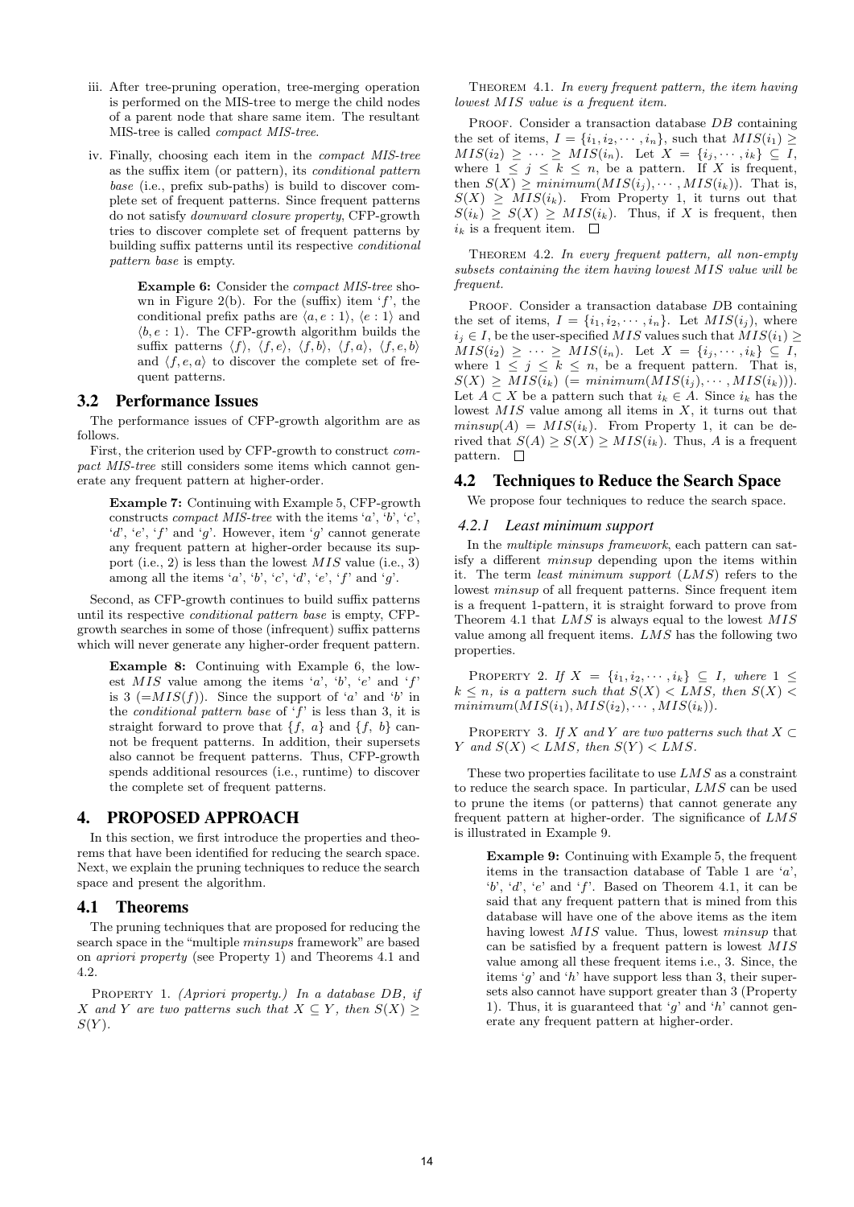iii. After tree-pruning operation, tree-merging operation is performed on the MIS-tree to merge the child nodes of a parent node that share same item. The resultant MIS-tree is called *compact MIS-tree*.

iv. Finally, choosing each item in the *compact MIS-tree* as the suffix item (or pattern), its *conditional pattern base* (i.e., prefix sub-paths) is build to discover complete set of frequent patterns. Since frequent patterns do not satisfy *downward closure property*, CFP-growth tries to discover complete set of frequent patterns by building suffix patterns until its respective *conditional pattern base* is empty.

> **Example 6:** Consider the *compact MIS-tree* shown in Figure 2(b). For the (suffix) item '$f$', the conditional prefix paths are $\langle a, e : 1\rangle$, $\langle e : 1\rangle$ and $\langle b, e : 1\rangle$. The CFP-growth algorithm builds the suffix patterns $\langle f\rangle$, $\langle f, e\rangle$, $\langle f, b\rangle$, $\langle f, a\rangle$, $\langle f, e, b\rangle$ and $\langle f, e, a\rangle$ to discover the complete set of frequent patterns.

## 3.2 Performance Issues

The performance issues of CFP-growth algorithm are as follows.

First, the criterion used by CFP-growth to construct *compact MIS-tree* still considers some items which cannot generate any frequent pattern at higher-order.

> **Example 7:** Continuing with Example 5, CFP-growth constructs *compact MIS-tree* with the items '$a$', '$b$', '$c$', '$d$', '$e$', '$f$' and '$g$'. However, item '$g$' cannot generate any frequent pattern at higher-order because its support (i.e., 2) is less than the lowest $MIS$ value (i.e., 3) among all the items '$a$', '$b$', '$c$', '$d$', '$e$', '$f$' and '$g$'.

Second, as CFP-growth continues to build suffix patterns until its respective *conditional pattern base* is empty, CFP-growth searches in some of those (infrequent) suffix patterns which will never generate any higher-order frequent pattern.

> **Example 8:** Continuing with Example 6, the lowest $MIS$ value among the items '$a$', '$b$', '$e$' and '$f$' is 3 ($=MIS(f)$). Since the support of '$a$' and '$b$' in the *conditional pattern base* of '$f$' is less than 3, it is straight forward to prove that $\{f,\ a\}$ and $\{f,\ b\}$ cannot be frequent patterns. In addition, their supersets also cannot be frequent patterns. Thus, CFP-growth spends additional resources (i.e., runtime) to discover the complete set of frequent patterns.

# 4. PROPOSED APPROACH

In this section, we first introduce the properties and theorems that have been identified for reducing the search space. Next, we explain the pruning techniques to reduce the search space and present the algorithm.

## 4.1 Theorems

The pruning techniques that are proposed for reducing the search space in the "multiple *minsups* framework" are based on *apriori property* (see Property 1) and Theorems 4.1 and 4.2.

PROPERTY 1. *(Apriori property.) In a database DB, if $X$ and $Y$ are two patterns such that $X \subseteq Y$, then $S(X) \geq S(Y)$.*

THEOREM 4.1. *In every frequent pattern, the item having lowest MIS value is a frequent item.*

PROOF. Consider a transaction database $DB$ containing the set of items, $I = \{i_1, i_2, \cdots, i_n\}$, such that $MIS(i_1) \geq MIS(i_2) \geq \cdots \geq MIS(i_n)$. Let $X = \{i_j, \cdots, i_k\} \subseteq I$, where $1 \leq j \leq k \leq n$, be a pattern. If $X$ is frequent, then $S(X) \geq minimum(MIS(i_j), \cdots, MIS(i_k))$. That is, $S(X) \geq MIS(i_k)$. From Property 1, it turns out that $S(i_k) \geq S(X) \geq MIS(i_k)$. Thus, if $X$ is frequent, then $i_k$ is a frequent item. $\square$

THEOREM 4.2. *In every frequent pattern, all non-empty subsets containing the item having lowest MIS value will be frequent.*

PROOF. Consider a transaction database $DB$ containing the set of items, $I = \{i_1, i_2, \cdots, i_n\}$. Let $MIS(i_j)$, where $i_j \in I$, be the user-specified $MIS$ values such that $MIS(i_1) \geq MIS(i_2) \geq \cdots \geq MIS(i_n)$. Let $X = \{i_j, \cdots, i_k\} \subseteq I$, where $1 \leq j \leq k \leq n$, be a frequent pattern. That is, $S(X) \geq MIS(i_k)$ $(= minimum(MIS(i_j), \cdots, MIS(i_k)))$. Let $A \subset X$ be a pattern such that $i_k \in A$. Since $i_k$ has the lowest $MIS$ value among all items in $X$, it turns out that $minsup(A) = MIS(i_k)$. From Property 1, it can be derived that $S(A) \geq S(X) \geq MIS(i_k)$. Thus, $A$ is a frequent pattern. $\square$

## 4.2 Techniques to Reduce the Search Space

We propose four techniques to reduce the search space.

### 4.2.1 Least minimum support

In the *multiple minsups framework*, each pattern can satisfy a different *minsup* depending upon the items within it. The term *least minimum support* ($LMS$) refers to the lowest *minsup* of all frequent patterns. Since frequent item is a frequent 1-pattern, it is straight forward to prove from Theorem 4.1 that $LMS$ is always equal to the lowest $MIS$ value among all frequent items. $LMS$ has the following two properties.

PROPERTY 2. *If $X = \{i_1, i_2, \cdots, i_k\} \subseteq I$, where $1 \leq k \leq n$, is a pattern such that $S(X) < LMS$, then $S(X) < minimum(MIS(i_1), MIS(i_2), \cdots, MIS(i_k))$.*

PROPERTY 3. *If $X$ and $Y$ are two patterns such that $X \subset Y$ and $S(X) < LMS$, then $S(Y) < LMS$.*

These two properties facilitate to use $LMS$ as a constraint to reduce the search space. In particular, $LMS$ can be used to prune the items (or patterns) that cannot generate any frequent pattern at higher-order. The significance of $LMS$ is illustrated in Example 9.

> **Example 9:** Continuing with Example 5, the frequent items in the transaction database of Table 1 are '$a$', '$b$', '$d$', '$e$' and '$f$'. Based on Theorem 4.1, it can be said that any frequent pattern that is mined from this database will have one of the above items as the item having lowest $MIS$ value. Thus, lowest *minsup* that can be satisfied by a frequent pattern is lowest $MIS$ value among all these frequent items i.e., 3. Since, the items '$g$' and '$h$' have support less than 3, their supersets also cannot have support greater than 3 (Property 1). Thus, it is guaranteed that '$g$' and '$h$' cannot generate any frequent pattern at higher-order.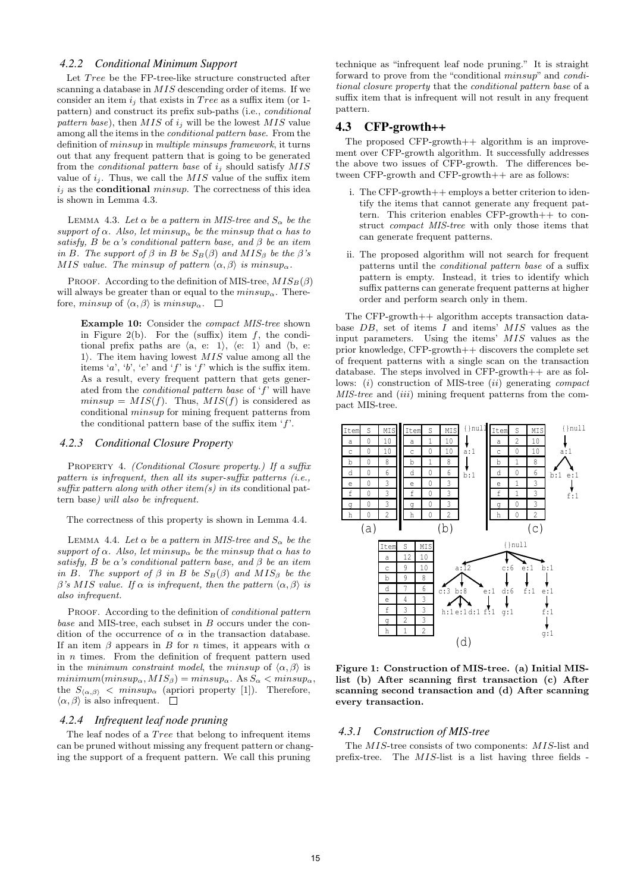#### 4.2.2 Conditional Minimum Support

Let $Tree$ be the FP-tree-like structure constructed after scanning a database in $MIS$ descending order of items. If we consider an item $i_j$ that exists in $Tree$ as a suffix item (or 1-pattern) and construct its prefix sub-paths (i.e., *conditional pattern base*), then $MIS$ of $i_j$ will be the lowest $MIS$ value among all the items in the *conditional pattern base*. From the definition of *minsup* in *multiple minsups framework*, it turns out that any frequent pattern that is going to be generated from the *conditional pattern base* of $i_j$ should satisfy $MIS$ value of $i_j$. Thus, we call the $MIS$ value of the suffix item $i_j$ as the **conditional** $minsup$. The correctness of this idea is shown in Lemma 4.3.

LEMMA 4.3. *Let $\alpha$ be a pattern in MIS-tree and $S_\alpha$ be the support of $\alpha$. Also, let $minsup_\alpha$ be the minsup that $\alpha$ has to satisfy, $B$ be $\alpha$'s conditional pattern base, and $\beta$ be an item in $B$. The support of $\beta$ in $B$ be $S_B(\beta)$ and $MIS_\beta$ be the $\beta$'s $MIS$ value. The minsup of pattern $\langle\alpha,\beta\rangle$ is $minsup_\alpha$.*

PROOF. According to the definition of MIS-tree, $MIS_B(\beta)$ will always be greater than or equal to the $minsup_\alpha$. Therefore, $minsup$ of $\langle\alpha,\beta\rangle$ is $minsup_\alpha$. □

> **Example 10:** Consider the *compact MIS-tree* shown in Figure 2(b). For the (suffix) item $f$, the conditional prefix paths are $\langle$a, e: 1$\rangle$, $\langle$e: 1$\rangle$ and $\langle$b, e: 1$\rangle$. The item having lowest $MIS$ value among all the items '$a$', '$b$', '$e$' and '$f$' is '$f$' which is the suffix item. As a result, every frequent pattern that gets generated from the *conditional pattern base* of '$f$' will have $minsup = MIS(f)$. Thus, $MIS(f)$ is considered as conditional $minsup$ for mining frequent patterns from the conditional pattern base of the suffix item '$f$'.

#### 4.2.3 Conditional Closure Property

PROPERTY 4. *(Conditional Closure property.) If a suffix pattern is infrequent, then all its super-suffix patterns (i.e., suffix pattern along with other item(s) in its* conditional pattern base*) will also be infrequent.*

The correctness of this property is shown in Lemma 4.4.

LEMMA 4.4. *Let $\alpha$ be a pattern in MIS-tree and $S_\alpha$ be the support of $\alpha$. Also, let $minsup_\alpha$ be the minsup that $\alpha$ has to satisfy, $B$ be $\alpha$'s conditional pattern base, and $\beta$ be an item in $B$. The support of $\beta$ in $B$ be $S_B(\beta)$ and $MIS_\beta$ be the $\beta$'s $MIS$ value. If $\alpha$ is infrequent, then the pattern $\langle\alpha,\beta\rangle$ is also infrequent.*

PROOF. According to the definition of *conditional pattern base* and MIS-tree, each subset in $B$ occurs under the condition of the occurrence of $\alpha$ in the transaction database. If an item $\beta$ appears in $B$ for $n$ times, it appears with $\alpha$ in $n$ times. From the definition of frequent pattern used in the *minimum constraint model*, the *minsup* of $\langle\alpha,\beta\rangle$ is $minimum(minsup_\alpha, MIS_\beta) = minsup_\alpha$. As $S_\alpha < minsup_\alpha$, the $S_{\langle\alpha,\beta\rangle} < minsup_\alpha$ (apriori property [1]). Therefore, $\langle\alpha,\beta\rangle$ is also infrequent. □

#### 4.2.4 Infrequent leaf node pruning

The leaf nodes of a $Tree$ that belong to infrequent items can be pruned without missing any frequent pattern or changing the support of a frequent pattern. We call this pruning technique as "infrequent leaf node pruning." It is straight forward to prove from the "conditional *minsup*" and *conditional closure property* that the *conditional pattern base* of a suffix item that is infrequent will not result in any frequent pattern.

### 4.3 CFP-growth++

The proposed CFP-growth++ algorithm is an improvement over CFP-growth algorithm. It successfully addresses the above two issues of CFP-growth. The differences between CFP-growth and CFP-growth++ are as follows:

i. The CFP-growth++ employs a better criterion to identify the items that cannot generate any frequent pattern. This criterion enables CFP-growth++ to construct *compact MIS-tree* with only those items that can generate frequent patterns.

ii. The proposed algorithm will not search for frequent patterns until the *conditional pattern base* of a suffix pattern is empty. Instead, it tries to identify which suffix patterns can generate frequent patterns at higher order and perform search only in them.

The CFP-growth++ algorithm accepts transaction database $DB$, set of items $I$ and items' $MIS$ values as the input parameters. Using the items' $MIS$ values as the prior knowledge, CFP-growth++ discovers the complete set of frequent patterns with a single scan on the transaction database. The steps involved in CFP-growth++ are as follows: ($i$) construction of MIS-tree ($ii$) generating *compact MIS-tree* and ($iii$) mining frequent patterns from the compact MIS-tree.

(a)

| Item | S | MIS |
|---|---|---|
| a | 0 | 10 |
| c | 0 | 10 |
| b | 0 | 8 |
| d | 0 | 6 |
| e | 0 | 3 |
| f | 0 | 3 |
| g | 0 | 3 |
| h | 0 | 2 |

(b)

| Item | S | MIS |
|---|---|---|
| a | 1 | 10 |
| c | 0 | 10 |
| b | 1 | 8 |
| d | 0 | 6 |
| e | 0 | 3 |
| f | 0 | 3 |
| g | 0 | 3 |
| h | 0 | 2 |

(c)

| Item | S | MIS |
|---|---|---|
| a | 2 | 10 |
| c | 0 | 10 |
| b | 1 | 8 |
| d | 0 | 6 |
| e | 1 | 3 |
| f | 1 | 3 |
| g | 0 | 3 |
| h | 0 | 2 |

(d)

| Item | S | MIS |
|---|---|---|
| a | 12 | 10 |
| c | 9 | 10 |
| b | 9 | 8 |
| d | 7 | 6 |
| e | 4 | 3 |
| f | 3 | 3 |
| g | 2 | 3 |
| h | 1 | 2 |

**Figure 1: Construction of MIS-tree. (a) Initial MIS-list (b) After scanning first transaction (c) After scanning second transaction and (d) After scanning every transaction.**

#### 4.3.1 Construction of MIS-tree

The $MIS$-tree consists of two components: $MIS$-list and prefix-tree. The $MIS$-list is a list having three fields -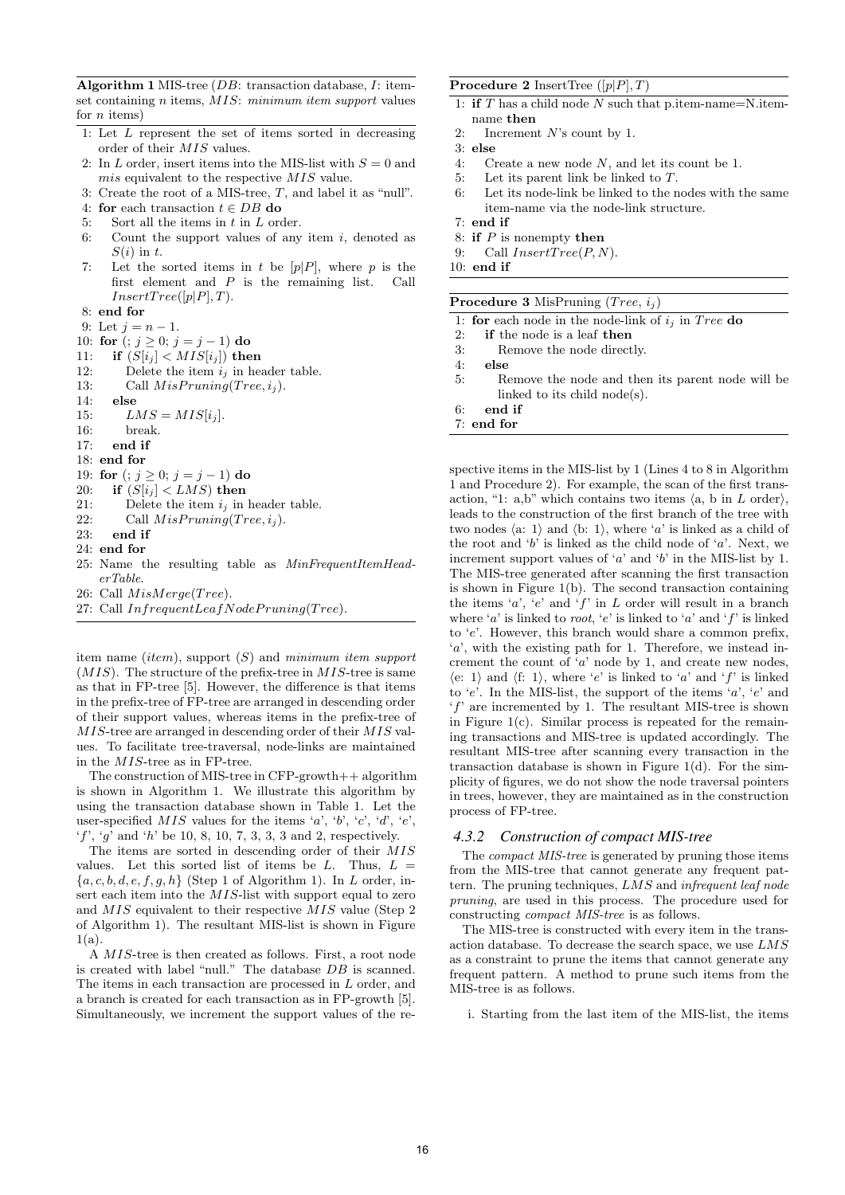**Algorithm 1** MIS-tree ($DB$: transaction database, $I$: itemset containing $n$ items, $MIS$: *minimum item support* values for $n$ items)

```
1: Let L represent the set of items sorted in decreasing
   order of their MIS values.
2: In L order, insert items into the MIS-list with S = 0 and
   mis equivalent to the respective MIS value.
3: Create the root of a MIS-tree, T, and label it as "null".
4: for each transaction t ∈ DB do
5:    Sort all the items in t in L order.
6:    Count the support values of any item i, denoted as
      S(i) in t.
7:    Let the sorted items in t be [p|P], where p is the
      first element and P is the remaining list. Call
      InsertTree([p|P], T).
8: end for
9: Let j = n − 1.
10: for (; j ≥ 0; j = j − 1) do
11:    if (S[i_j] < MIS[i_j]) then
12:       Delete the item i_j in header table.
13:       Call MisPruning(Tree, i_j).
14:    else
15:       LMS = MIS[i_j].
16:       break.
17:    end if
18: end for
19: for (; j ≥ 0; j = j − 1) do
20:    if (S[i_j] < LMS) then
21:       Delete the item i_j in header table.
22:       Call MisPruning(Tree, i_j).
23:    end if
24: end for
25: Name the resulting table as MinFrequentItemHead-
    erTable.
26: Call MisMerge(Tree).
27: Call InfrequentLeafNodePruning(Tree).
```

item name ($item$), support ($S$) and *minimum item support* ($MIS$). The structure of the prefix-tree in $MIS$-tree is same as that in FP-tree [5]. However, the difference is that items in the prefix-tree of FP-tree are arranged in descending order of their support values, whereas items in the prefix-tree of $MIS$-tree are arranged in descending order of their $MIS$ values. To facilitate tree-traversal, node-links are maintained in the $MIS$-tree as in FP-tree.

The construction of MIS-tree in CFP-growth++ algorithm is shown in Algorithm 1. We illustrate this algorithm by using the transaction database shown in Table 1. Let the user-specified $MIS$ values for the items '$a$', '$b$', '$c$', '$d$', '$e$', '$f$', '$g$' and '$h$' be 10, 8, 10, 7, 3, 3, 3 and 2, respectively.

The items are sorted in descending order of their $MIS$ values. Let this sorted list of items be $L$. Thus, $L = \{a, c, b, d, e, f, g, h\}$ (Step 1 of Algorithm 1). In $L$ order, insert each item into the $MIS$-list with support equal to zero and $MIS$ equivalent to their respective $MIS$ value (Step 2 of Algorithm 1). The resultant MIS-list is shown in Figure 1(a).

A $MIS$-tree is then created as follows. First, a root node is created with label "null." The database $DB$ is scanned. The items in each transaction are processed in $L$ order, and a branch is created for each transaction as in FP-growth [5]. Simultaneously, we increment the support values of the respective items in the MIS-list by 1 (Lines 4 to 8 in Algorithm 1 and Procedure 2). For example, the scan of the first transaction, "1: a,b" which contains two items ⟨a, b in $L$ order⟩, leads to the construction of the first branch of the tree with two nodes ⟨a: 1⟩ and ⟨b: 1⟩, where '$a$' is linked as a child of the root and '$b$' is linked as the child node of '$a$'. Next, we increment support values of '$a$' and '$b$' in the MIS-list by 1. The MIS-tree generated after scanning the first transaction is shown in Figure 1(b). The second transaction containing the items '$a$', '$e$' and '$f$' in $L$ order will result in a branch where '$a$' is linked to *root*, '$e$' is linked to '$a$' and '$f$' is linked to '$e$'. However, this branch would share a common prefix, '$a$', with the existing path for 1. Therefore, we instead increment the count of '$a$' node by 1, and create new nodes, ⟨e: 1⟩ and ⟨f: 1⟩, where '$e$' is linked to '$a$' and '$f$' is linked to '$e$'. In the MIS-list, the support of the items '$a$', '$e$' and '$f$' are incremented by 1. The resultant MIS-tree is shown in Figure 1(c). Similar process is repeated for the remaining transactions and MIS-tree is updated accordingly. The resultant MIS-tree after scanning every transaction in the transaction database is shown in Figure 1(d). For the simplicity of figures, we do not show the node traversal pointers in trees, however, they are maintained as in the construction process of FP-tree.

**Procedure 2** InsertTree ($[p|P], T$)

```
1: if T has a child node N such that p.item-name=N.item-
   name then
2:    Increment N's count by 1.
3: else
4:    Create a new node N, and let its count be 1.
5:    Let its parent link be linked to T.
6:    Let its node-link be linked to the nodes with the same
      item-name via the node-link structure.
7: end if
8: if P is nonempty then
9:    Call InsertTree(P, N).
10: end if
```

**Procedure 3** MisPruning ($Tree$, $i_j$)

```
1: for each node in the node-link of i_j in Tree do
2:    if the node is a leaf then
3:       Remove the node directly.
4:    else
5:       Remove the node and then its parent node will be
         linked to its child node(s).
6:    end if
7: end for
```

#### 4.3.2 Construction of compact MIS-tree

The *compact MIS-tree* is generated by pruning those items from the MIS-tree that cannot generate any frequent pattern. The pruning techniques, $LMS$ and *infrequent leaf node pruning*, are used in this process. The procedure used for constructing *compact MIS-tree* is as follows.

The MIS-tree is constructed with every item in the transaction database. To decrease the search space, we use $LMS$ as a constraint to prune the items that cannot generate any frequent pattern. A method to prune such items from the MIS-tree is as follows.

i. Starting from the last item of the MIS-list, the items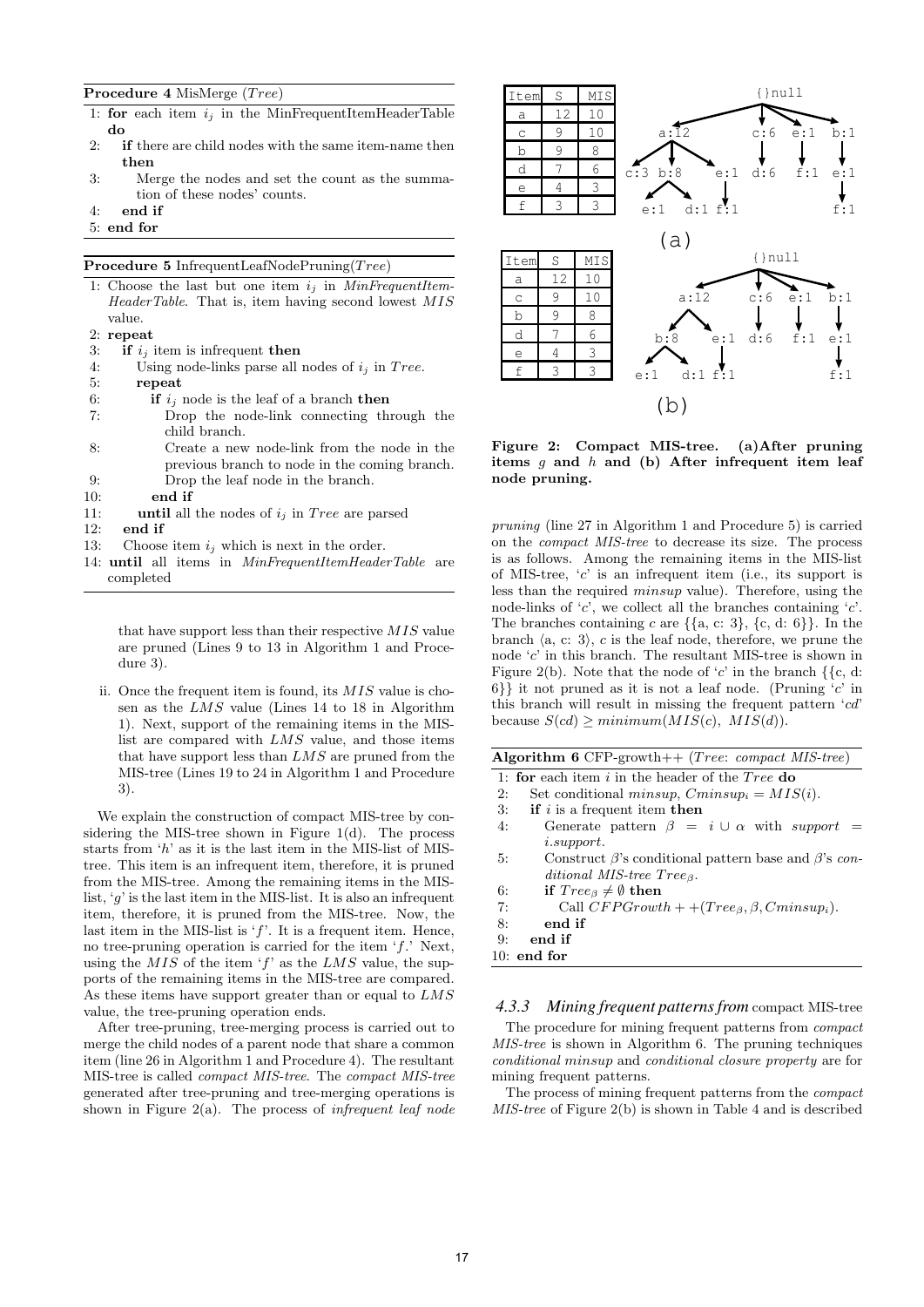**Procedure 4** MisMerge ($Tree$)

```
1: for each item i_j in the MinFrequentItemHeaderTable do
2:   if there are child nodes with the same item-name then then
3:     Merge the nodes and set the count as the summation of these nodes' counts.
4:   end if
5: end for
```

**Procedure 5** InfrequentLeafNodePruning($Tree$)

```
1: Choose the last but one item i_j in MinFrequentItemHeaderTable. That is, item having second lowest MIS value.
2: repeat
3:   if i_j item is infrequent then
4:     Using node-links parse all nodes of i_j in Tree.
5:     repeat
6:       if i_j node is the leaf of a branch then
7:         Drop the node-link connecting through the child branch.
8:         Create a new node-link from the node in the previous branch to node in the coming branch.
9:         Drop the leaf node in the branch.
10:      end if
11:    until all the nodes of i_j in Tree are parsed
12:  end if
13:  Choose item i_j which is next in the order.
14: until all items in MinFrequentItemHeaderTable are completed
```

that have support less than their respective $MIS$ value are pruned (Lines 9 to 13 in Algorithm 1 and Procedure 3).

ii. Once the frequent item is found, its $MIS$ value is chosen as the $LMS$ value (Lines 14 to 18 in Algorithm 1). Next, support of the remaining items in the MIS-list are compared with $LMS$ value, and those items that have support less than $LMS$ are pruned from the MIS-tree (Lines 19 to 24 in Algorithm 1 and Procedure 3).

We explain the construction of compact MIS-tree by considering the MIS-tree shown in Figure 1(d). The process starts from '$h$' as it is the last item in the MIS-list of MIS-tree. This item is an infrequent item, therefore, it is pruned from the MIS-tree. Among the remaining items in the MIS-list, '$g$' is the last item in the MIS-list. It is also an infrequent item, therefore, it is pruned from the MIS-tree. Now, the last item in the MIS-list is '$f$'. It is a frequent item. Hence, no tree-pruning operation is carried for the item '$f$.' Next, using the $MIS$ of the item '$f$' as the $LMS$ value, the supports of the remaining items in the MIS-tree are compared. As these items have support greater than or equal to $LMS$ value, the tree-pruning operation ends.

After tree-pruning, tree-merging process is carried out to merge the child nodes of a parent node that share a common item (line 26 in Algorithm 1 and Procedure 4). The resultant MIS-tree is called *compact MIS-tree*. The *compact MIS-tree* generated after tree-pruning and tree-merging operations is shown in Figure 2(a). The process of *infrequent leaf node*

| Item | S | MIS |
|---|---|---|
| a | 12 | 10 |
| c | 9 | 10 |
| b | 9 | 8 |
| d | 7 | 6 |
| e | 4 | 3 |
| f | 3 | 3 |

(a)

| Item | S | MIS |
|---|---|---|
| a | 12 | 10 |
| c | 9 | 10 |
| b | 9 | 8 |
| d | 7 | 6 |
| e | 4 | 3 |
| f | 3 | 3 |

(b)

**Figure 2: Compact MIS-tree. (a)After pruning items $g$ and $h$ and (b) After infrequent item leaf node pruning.**

*pruning* (line 27 in Algorithm 1 and Procedure 5) is carried on the *compact MIS-tree* to decrease its size. The process is as follows. Among the remaining items in the MIS-list of MIS-tree, '$c$' is an infrequent item (i.e., its support is less than the required *minsup* value). Therefore, using the node-links of '$c$', we collect all the branches containing '$c$'. The branches containing $c$ are {{a, c: 3}, {c, d: 6}}. In the branch ⟨a, c: 3⟩, $c$ is the leaf node, therefore, we prune the node '$c$' in this branch. The resultant MIS-tree is shown in Figure 2(b). Note that the node of '$c$' in the branch {{c, d: 6}} it not pruned as it is not a leaf node. (Pruning '$c$' in this branch will result in missing the frequent pattern '$cd$' because $S(cd) \geq minimum(MIS(c),\ MIS(d))$.

**Algorithm 6** CFP-growth++ ($Tree$: *compact MIS-tree*)

```
1: for each item i in the header of the Tree do
2:   Set conditional minsup, Cminsup_i = MIS(i).
3:   if i is a frequent item then
4:     Generate pattern β = i ∪ α with support = i.support.
5:     Construct β's conditional pattern base and β's conditional MIS-tree Tree_β.
6:     if Tree_β ≠ ∅ then
7:       Call CFPGrowth++(Tree_β, β, Cminsup_i).
8:     end if
9:   end if
10: end for
```

#### 4.3.3 *Mining frequent patterns from* compact MIS-tree

The procedure for mining frequent patterns from *compact MIS-tree* is shown in Algorithm 6. The pruning techniques *conditional minsup* and *conditional closure property* are for mining frequent patterns.

The process of mining frequent patterns from the *compact MIS-tree* of Figure 2(b) is shown in Table 4 and is described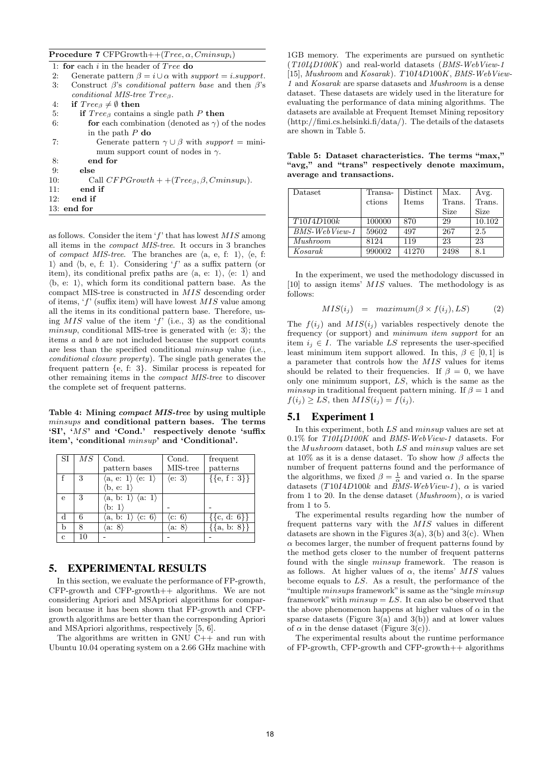**Procedure 7** CFPGrowth++($Tree, \alpha, Cminsup_i$)

```
1: for each i in the header of Tree do
2:    Generate pattern β = i ∪ α with support = i.support.
3:    Construct β's conditional pattern base and then β's
      conditional MIS-tree Tree_β.
4:    if Tree_β ≠ ∅ then
5:       if Tree_β contains a single path P then
6:          for each combination (denoted as γ) of the nodes
            in the path P do
7:             Generate pattern γ ∪ β with support = mini-
               mum support count of nodes in γ.
8:          end for
9:       else
10:         Call CFPGrowth++(Tree_β, β, Cminsup_i).
11:      end if
12:   end if
13: end for
```

as follows. Consider the item '$f$' that has lowest $MIS$ among all items in the *compact MIS-tree*. It occurs in 3 branches of *compact MIS-tree*. The branches are ⟨a, e, f: 1⟩, ⟨e, f: 1⟩ and ⟨b, e, f: 1⟩. Considering '$f$' as a suffix pattern (or item), its conditional prefix paths are ⟨a, e: 1⟩, ⟨e: 1⟩ and ⟨b, e: 1⟩, which form its conditional pattern base. As the compact MIS-tree is constructed in $MIS$ descending order of items, '$f$' (suffix item) will have lowest $MIS$ value among all the items in its conditional pattern base. Therefore, using $MIS$ value of the item '$f$' (i.e., 3) as the conditional *minsup*, conditional MIS-tree is generated with ⟨e: 3⟩; the items $a$ and $b$ are not included because the support counts are less than the specified conditional *minsup* value (i.e., *conditional closure property*). The single path generates the frequent pattern {e, f: 3}. Similar process is repeated for other remaining items in the *compact MIS-tree* to discover the complete set of frequent patterns.

**Table 4: Mining *compact MIS-tree* by using multiple *minsups* and conditional pattern bases. The terms 'SI', '$MS$' and 'Cond.' respectively denote 'suffix item', 'conditional *minsup*' and 'Conditional'.**

| SI | $MS$ | Cond. pattern bases | Cond. MIS-tree | frequent patterns |
|---|---|---|---|---|
| f | 3 | ⟨a, e: 1⟩ ⟨e: 1⟩ ⟨b, e: 1⟩ | ⟨e: 3⟩ | {{e, f : 3}} |
| e | 3 | ⟨a, b: 1⟩ ⟨a: 1⟩ ⟨b: 1⟩ | - | - |
| d | 6 | ⟨a, b: 1⟩ ⟨c: 6⟩ | ⟨c: 6⟩ | {{c, d: 6}} |
| b | 8 | ⟨a: 8⟩ | ⟨a: 8⟩ | {{a, b: 8}} |
| c | 10 | - | - | - |

# 5. EXPERIMENTAL RESULTS

In this section, we evaluate the performance of FP-growth, CFP-growth and CFP-growth++ algorithms. We are not considering Apriori and MSApriori algorithms for comparison because it has been shown that FP-growth and CFP-growth algorithms are better than the corresponding Apriori and MSApriori algorithms, respectively [5, 6].

The algorithms are written in GNU C++ and run with Ubuntu 10.04 operating system on a 2.66 GHz machine with 1GB memory. The experiments are pursued on synthetic (*T10I4D100K*) and real-world datasets (*BMS-WebView-1* [15], *Mushroom* and *Kosarak*). *T10I4D100K*, *BMS-WebView-1* and *Kosarak* are sparse datasets and *Mushroom* is a dense dataset. These datasets are widely used in the literature for evaluating the performance of data mining algorithms. The datasets are available at Frequent Itemset Mining repository (http://fimi.cs.helsinki.fi/data/). The details of the datasets are shown in Table 5.

**Table 5: Dataset characteristics. The terms "max," "avg," and "trans" respectively denote maximum, average and transactions.**

| Dataset | Transactions | Distinct Items | Max. Trans. Size | Avg. Trans. Size |
|---|---|---|---|---|
| *T10I4D100k* | 100000 | 870 | 29 | 10.102 |
| *BMS-WebView-1* | 59602 | 497 | 267 | 2.5 |
| *Mushroom* | 8124 | 119 | 23 | 23 |
| *Kosarak* | 990002 | 41270 | 2498 | 8.1 |

In the experiment, we used the methodology discussed in [10] to assign items' $MIS$ values. The methodology is as follows:

$$MIS(i_j) \quad = \quad maximum(\beta \times f(i_j), LS) \qquad (2)$$

The $f(i_j)$ and $MIS(i_j)$ variables respectively denote the frequency (or support) and *minimum item support* for an item $i_j \in I$. The variable $LS$ represents the user-specified least minimum item support allowed. In this, $\beta \in [0, 1]$ is a parameter that controls how the $MIS$ values for items should be related to their frequencies. If $\beta = 0$, we have only one minimum support, $LS$, which is the same as the *minsup* in traditional frequent pattern mining. If $\beta = 1$ and $f(i_j) \geq LS$, then $MIS(i_j) = f(i_j)$.

## 5.1 Experiment 1

In this experiment, both $LS$ and *minsup* values are set at 0.1% for *T10I4D100K* and *BMS-WebView-1* datasets. For the *Mushroom* dataset, both $LS$ and *minsup* values are set at 10% as it is a dense dataset. To show how $\beta$ affects the number of frequent patterns found and the performance of the algorithms, we fixed $\beta = \frac{1}{\alpha}$ and varied $\alpha$. In the sparse datasets (*T10I4D100k* and *BMS-WebView-1*), $\alpha$ is varied from 1 to 20. In the dense dataset (*Mushroom*), $\alpha$ is varied from 1 to 5.

The experimental results regarding how the number of frequent patterns vary with the $MIS$ values in different datasets are shown in the Figures 3(a), 3(b) and 3(c). When $\alpha$ becomes larger, the number of frequent patterns found by the method gets closer to the number of frequent patterns found with the single *minsup* framework. The reason is as follows. At higher values of $\alpha$, the items' $MIS$ values become equals to $LS$. As a result, the performance of the "multiple *minsups* framework" is same as the "single *minsup* framework" with $minsup = LS$. It can also be observed that the above phenomenon happens at higher values of $\alpha$ in the sparse datasets (Figure 3(a) and 3(b)) and at lower values of $\alpha$ in the dense dataset (Figure 3(c)).

The experimental results about the runtime performance of FP-growth, CFP-growth and CFP-growth++ algorithms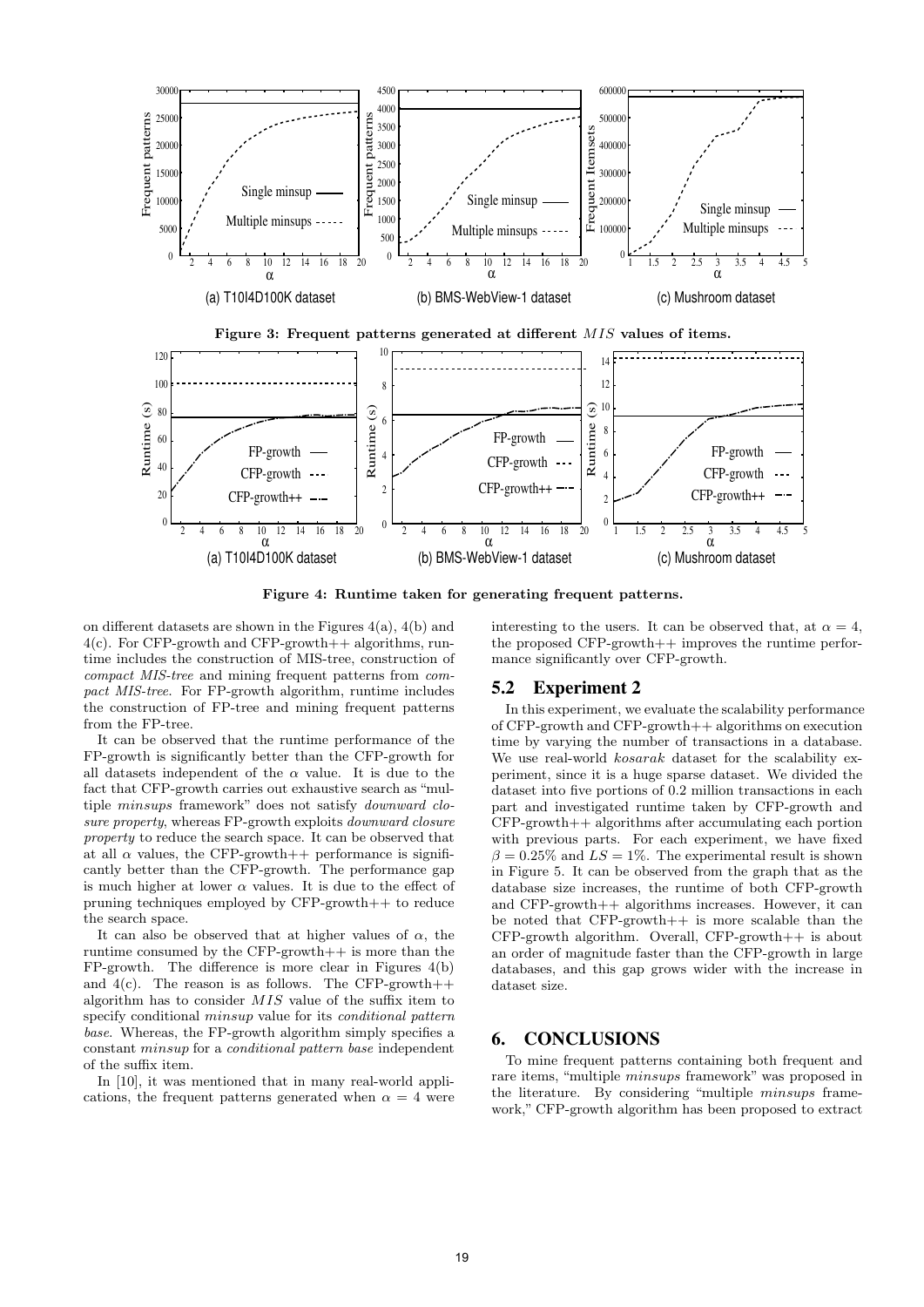Figure 3: Frequent patterns generated at different $MIS$ values of items.

Figure 4: Runtime taken for generating frequent patterns.

on different datasets are shown in the Figures 4(a), 4(b) and 4(c). For CFP-growth and CFP-growth++ algorithms, runtime includes the construction of MIS-tree, construction of *compact MIS-tree* and mining frequent patterns from *compact MIS-tree*. For FP-growth algorithm, runtime includes the construction of FP-tree and mining frequent patterns from the FP-tree.

It can be observed that the runtime performance of the FP-growth is significantly better than the CFP-growth for all datasets independent of the $\alpha$ value. It is due to the fact that CFP-growth carries out exhaustive search as "multiple *minsups* framework" does not satisfy *downward closure property*, whereas FP-growth exploits *downward closure property* to reduce the search space. It can be observed that at all $\alpha$ values, the CFP-growth++ performance is significantly better than the CFP-growth. The performance gap is much higher at lower $\alpha$ values. It is due to the effect of pruning techniques employed by CFP-growth++ to reduce the search space.

It can also be observed that at higher values of $\alpha$, the runtime consumed by the CFP-growth++ is more than the FP-growth. The difference is more clear in Figures 4(b) and 4(c). The reason is as follows. The CFP-growth++ algorithm has to consider $MIS$ value of the suffix item to specify conditional *minsup* value for its *conditional pattern base*. Whereas, the FP-growth algorithm simply specifies a constant *minsup* for a *conditional pattern base* independent of the suffix item.

In [10], it was mentioned that in many real-world applications, the frequent patterns generated when $\alpha = 4$ were interesting to the users. It can be observed that, at $\alpha = 4$, the proposed CFP-growth++ improves the runtime performance significantly over CFP-growth.

## 5.2 Experiment 2

In this experiment, we evaluate the scalability performance of CFP-growth and CFP-growth++ algorithms on execution time by varying the number of transactions in a database. We use real-world *kosarak* dataset for the scalability experiment, since it is a huge sparse dataset. We divided the dataset into five portions of 0.2 million transactions in each part and investigated runtime taken by CFP-growth and CFP-growth++ algorithms after accumulating each portion with previous parts. For each experiment, we have fixed $\beta = 0.25\%$ and $LS = 1\%$. The experimental result is shown in Figure 5. It can be observed from the graph that as the database size increases, the runtime of both CFP-growth and CFP-growth++ algorithms increases. However, it can be noted that CFP-growth++ is more scalable than the CFP-growth algorithm. Overall, CFP-growth++ is about an order of magnitude faster than the CFP-growth in large databases, and this gap grows wider with the increase in dataset size.

# 6. CONCLUSIONS

To mine frequent patterns containing both frequent and rare items, "multiple *minsups* framework" was proposed in the literature. By considering "multiple *minsups* framework," CFP-growth algorithm has been proposed to extract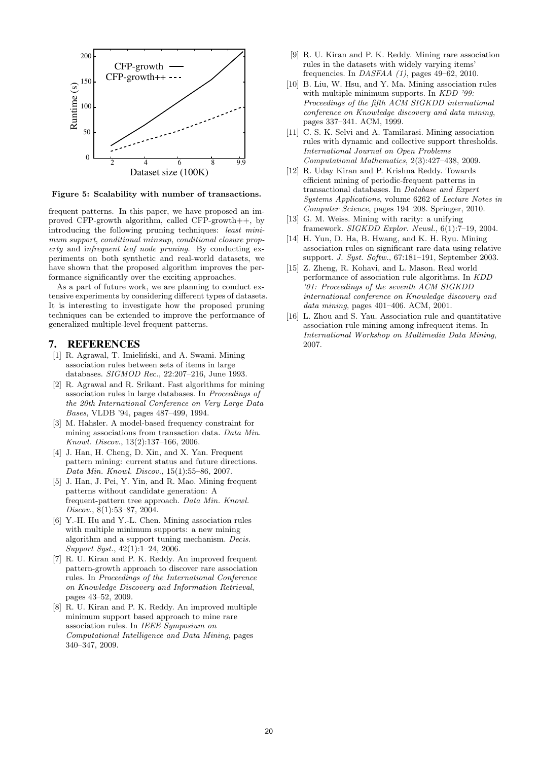200
150
100
50
0
Runtime (s)
2 4 6 8 9.9
Dataset size (100K)
CFP-growth
CFP-growth++

**Figure 5: Scalability with number of transactions.**

frequent patterns. In this paper, we have proposed an improved CFP-growth algorithm, called CFP-growth++, by introducing the following pruning techniques: *least minimum support*, *conditional minsup*, *conditional closure property* and i*nfrequent leaf node pruning*. By conducting experiments on both synthetic and real-world datasets, we have shown that the proposed algorithm improves the performance significantly over the exciting approaches.

As a part of future work, we are planning to conduct extensive experiments by considering different types of datasets. It is interesting to investigate how the proposed pruning techniques can be extended to improve the performance of generalized multiple-level frequent patterns.

## 7. REFERENCES

[1] R. Agrawal, T. Imieliński, and A. Swami. Mining association rules between sets of items in large databases. *SIGMOD Rec.*, 22:207–216, June 1993.

[2] R. Agrawal and R. Srikant. Fast algorithms for mining association rules in large databases. In *Proceedings of the 20th International Conference on Very Large Data Bases*, VLDB '94, pages 487–499, 1994.

[3] M. Hahsler. A model-based frequency constraint for mining associations from transaction data. *Data Min. Knowl. Discov.*, 13(2):137–166, 2006.

[4] J. Han, H. Cheng, D. Xin, and X. Yan. Frequent pattern mining: current status and future directions. *Data Min. Knowl. Discov.*, 15(1):55–86, 2007.

[5] J. Han, J. Pei, Y. Yin, and R. Mao. Mining frequent patterns without candidate generation: A frequent-pattern tree approach. *Data Min. Knowl. Discov.*, 8(1):53–87, 2004.

[6] Y.-H. Hu and Y.-L. Chen. Mining association rules with multiple minimum supports: a new mining algorithm and a support tuning mechanism. *Decis. Support Syst.*, 42(1):1–24, 2006.

[7] R. U. Kiran and P. K. Reddy. An improved frequent pattern-growth approach to discover rare association rules. In *Proceedings of the International Conference on Knowledge Discovery and Information Retrieval*, pages 43–52, 2009.

[8] R. U. Kiran and P. K. Reddy. An improved multiple minimum support based approach to mine rare association rules. In *IEEE Symposium on Computational Intelligence and Data Mining*, pages 340–347, 2009.

[9] R. U. Kiran and P. K. Reddy. Mining rare association rules in the datasets with widely varying items' frequencies. In *DASFAA (1)*, pages 49–62, 2010.

[10] B. Liu, W. Hsu, and Y. Ma. Mining association rules with multiple minimum supports. In *KDD '99: Proceedings of the fifth ACM SIGKDD international conference on Knowledge discovery and data mining*, pages 337–341. ACM, 1999.

[11] C. S. K. Selvi and A. Tamilarasi. Mining association rules with dynamic and collective support thresholds. *International Journal on Open Problems Computational Mathematics*, 2(3):427–438, 2009.

[12] R. Uday Kiran and P. Krishna Reddy. Towards efficient mining of periodic-frequent patterns in transactional databases. In *Database and Expert Systems Applications*, volume 6262 of *Lecture Notes in Computer Science*, pages 194–208. Springer, 2010.

[13] G. M. Weiss. Mining with rarity: a unifying framework. *SIGKDD Explor. Newsl.*, 6(1):7–19, 2004.

[14] H. Yun, D. Ha, B. Hwang, and K. H. Ryu. Mining association rules on significant rare data using relative support. *J. Syst. Softw.*, 67:181–191, September 2003.

[15] Z. Zheng, R. Kohavi, and L. Mason. Real world performance of association rule algorithms. In *KDD '01: Proceedings of the seventh ACM SIGKDD international conference on Knowledge discovery and data mining*, pages 401–406. ACM, 2001.

[16] L. Zhou and S. Yau. Association rule and quantitative association rule mining among infrequent items. In *International Workshop on Multimedia Data Mining*, 2007.